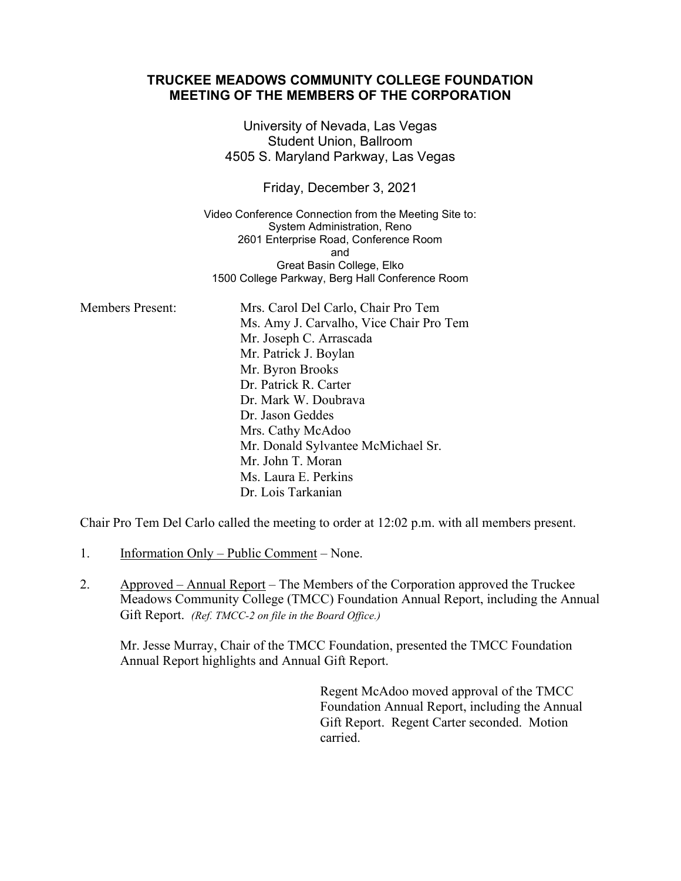# TRUCKEE MEADOWS COMMUNITY COLLEGE FOUNDATION
# MEETING OF THE MEMBERS OF THE CORPORATION

University of Nevada, Las Vegas
Student Union, Ballroom
4505 S. Maryland Parkway, Las Vegas

Friday, December 3, 2021

Video Conference Connection from the Meeting Site to:
System Administration, Reno
2601 Enterprise Road, Conference Room
and
Great Basin College, Elko
1500 College Parkway, Berg Hall Conference Room

Members Present:

- Mrs. Carol Del Carlo, Chair Pro Tem
- Ms. Amy J. Carvalho, Vice Chair Pro Tem
- Mr. Joseph C. Arrascada
- Mr. Patrick J. Boylan
- Mr. Byron Brooks
- Dr. Patrick R. Carter
- Dr. Mark W. Doubrava
- Dr. Jason Geddes
- Mrs. Cathy McAdoo
- Mr. Donald Sylvantee McMichael Sr.
- Mr. John T. Moran
- Ms. Laura E. Perkins
- Dr. Lois Tarkanian

Chair Pro Tem Del Carlo called the meeting to order at 12:02 p.m. with all members present.

1. Information Only – Public Comment – None.

2. Approved – Annual Report – The Members of the Corporation approved the Truckee Meadows Community College (TMCC) Foundation Annual Report, including the Annual Gift Report. *(Ref. TMCC-2 on file in the Board Office.)*

   Mr. Jesse Murray, Chair of the TMCC Foundation, presented the TMCC Foundation Annual Report highlights and Annual Gift Report.

   Regent McAdoo moved approval of the TMCC Foundation Annual Report, including the Annual Gift Report. Regent Carter seconded. Motion carried.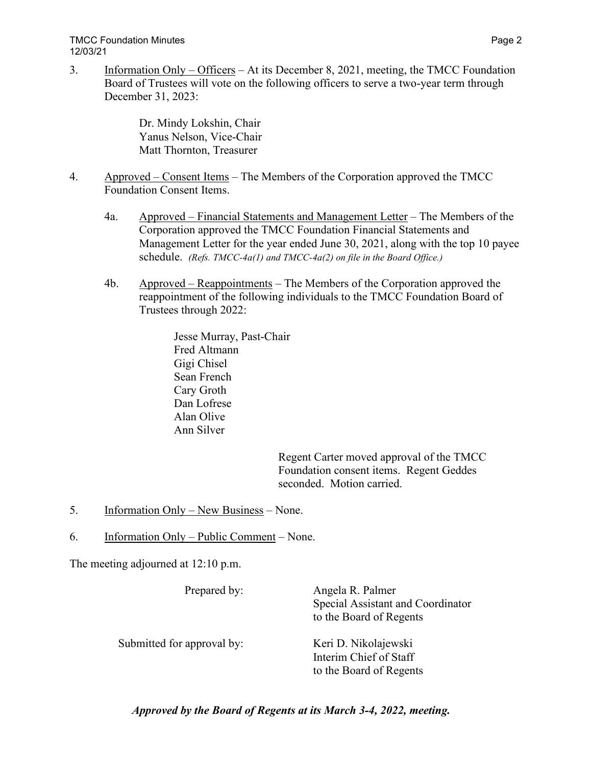3. Information Only – Officers – At its December 8, 2021, meeting, the TMCC Foundation Board of Trustees will vote on the following officers to serve a two-year term through December 31, 2023:

   Dr. Mindy Lokshin, Chair
   Yanus Nelson, Vice-Chair
   Matt Thornton, Treasurer

4. Approved – Consent Items – The Members of the Corporation approved the TMCC Foundation Consent Items.

   4a. Approved – Financial Statements and Management Letter – The Members of the Corporation approved the TMCC Foundation Financial Statements and Management Letter for the year ended June 30, 2021, along with the top 10 payee schedule. *(Refs. TMCC-4a(1) and TMCC-4a(2) on file in the Board Office.)*

   4b. Approved – Reappointments – The Members of the Corporation approved the reappointment of the following individuals to the TMCC Foundation Board of Trustees through 2022:

   Jesse Murray, Past-Chair
   Fred Altmann
   Gigi Chisel
   Sean French
   Cary Groth
   Dan Lofrese
   Alan Olive
   Ann Silver

   Regent Carter moved approval of the TMCC Foundation consent items. Regent Geddes seconded. Motion carried.

5. Information Only – New Business – None.

6. Information Only – Public Comment – None.

The meeting adjourned at 12:10 p.m.

Prepared by: Angela R. Palmer
Special Assistant and Coordinator
to the Board of Regents

Submitted for approval by: Keri D. Nikolajewski
Interim Chief of Staff
to the Board of Regents

***Approved by the Board of Regents at its March 3-4, 2022, meeting.***